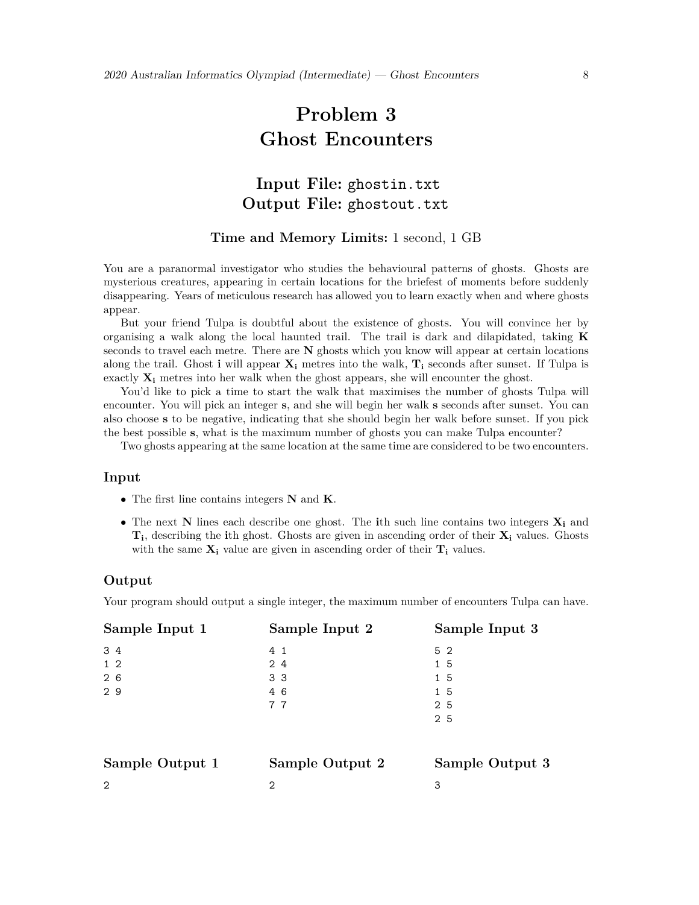# Problem 3
# Ghost Encounters

## Input File: ghostin.txt
## Output File: ghostout.txt

### Time and Memory Limits: 1 second, 1 GB

You are a paranormal investigator who studies the behavioural patterns of ghosts. Ghosts are mysterious creatures, appearing in certain locations for the briefest of moments before suddenly disappearing. Years of meticulous research has allowed you to learn exactly when and where ghosts appear.

But your friend Tulpa is doubtful about the existence of ghosts. You will convince her by organising a walk along the local haunted trail. The trail is dark and dilapidated, taking **K** seconds to travel each metre. There are **N** ghosts which you know will appear at certain locations along the trail. Ghost **i** will appear $\mathbf{X_i}$ metres into the walk, $\mathbf{T_i}$ seconds after sunset. If Tulpa is exactly $\mathbf{X_i}$ metres into her walk when the ghost appears, she will encounter the ghost.

You'd like to pick a time to start the walk that maximises the number of ghosts Tulpa will encounter. You will pick an integer **s**, and she will begin her walk **s** seconds after sunset. You can also choose **s** to be negative, indicating that she should begin her walk before sunset. If you pick the best possible **s**, what is the maximum number of ghosts you can make Tulpa encounter?

Two ghosts appearing at the same location at the same time are considered to be two encounters.

### Input

- The first line contains integers **N** and **K**.
- The next **N** lines each describe one ghost. The **i**th such line contains two integers $\mathbf{X_i}$ and $\mathbf{T_i}$, describing the **i**th ghost. Ghosts are given in ascending order of their $\mathbf{X_i}$ values. Ghosts with the same $\mathbf{X_i}$ value are given in ascending order of their $\mathbf{T_i}$ values.

### Output

Your program should output a single integer, the maximum number of encounters Tulpa can have.

### Sample Input 1

```
3 4
1 2
2 6
2 9
```

### Sample Input 2

```
4 1
2 4
3 3
4 6
7 7
```

### Sample Input 3

```
5 2
1 5
1 5
1 5
2 5
2 5
```

### Sample Output 1

```
2
```

### Sample Output 2

```
2
```

### Sample Output 3

```
3
```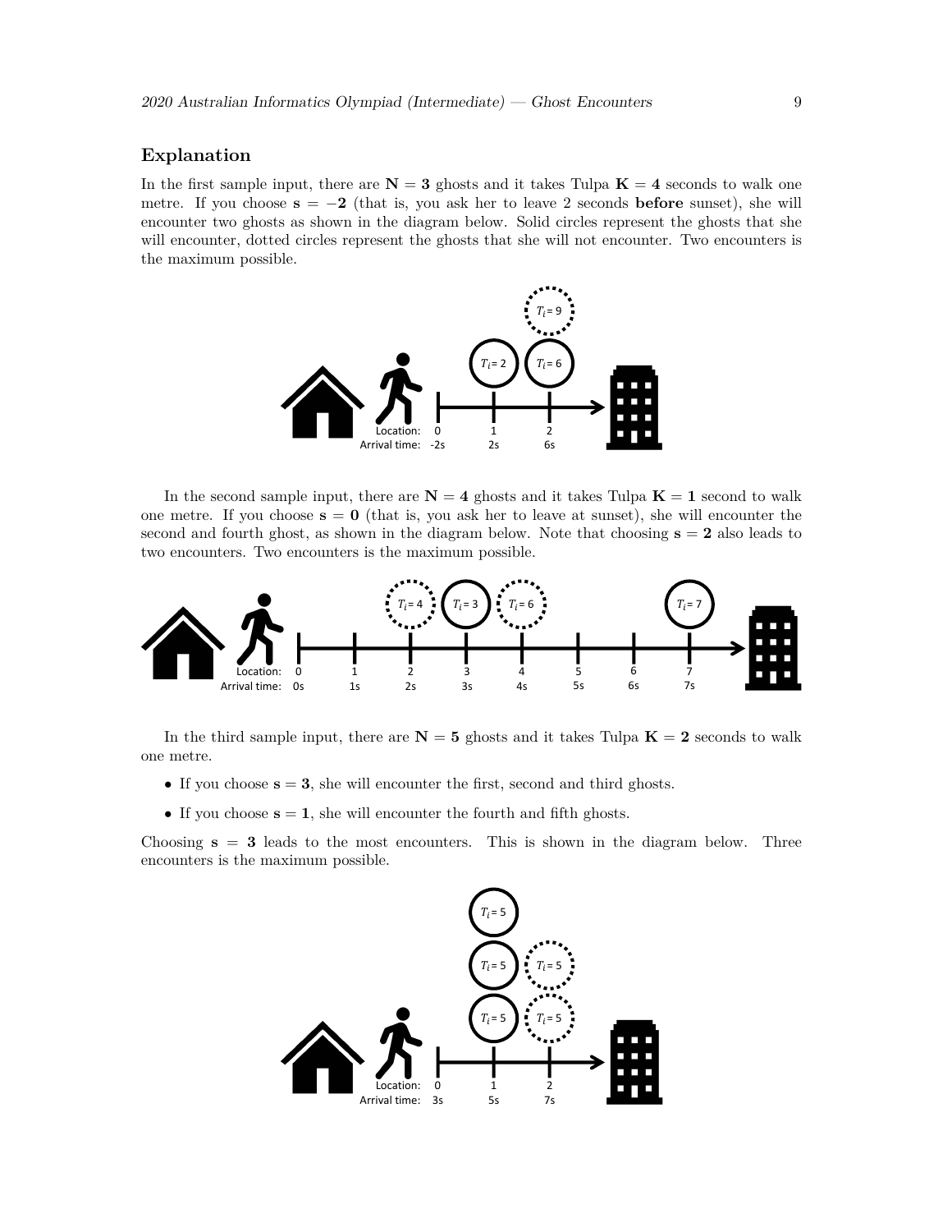## Explanation

In the first sample input, there are $\mathbf{N} = \mathbf{3}$ ghosts and it takes Tulpa $\mathbf{K} = \mathbf{4}$ seconds to walk one metre. If you choose $\mathbf{s} = -\mathbf{2}$ (that is, you ask her to leave 2 seconds **before** sunset), she will encounter two ghosts as shown in the diagram below. Solid circles represent the ghosts that she will encounter, dotted circles represent the ghosts that she will not encounter. Two encounters is the maximum possible.

In the second sample input, there are $\mathbf{N} = \mathbf{4}$ ghosts and it takes Tulpa $\mathbf{K} = \mathbf{1}$ second to walk one metre. If you choose $\mathbf{s} = \mathbf{0}$ (that is, you ask her to leave at sunset), she will encounter the second and fourth ghost, as shown in the diagram below. Note that choosing $\mathbf{s} = \mathbf{2}$ also leads to two encounters. Two encounters is the maximum possible.

In the third sample input, there are $\mathbf{N} = \mathbf{5}$ ghosts and it takes Tulpa $\mathbf{K} = \mathbf{2}$ seconds to walk one metre.

- If you choose $\mathbf{s} = \mathbf{3}$, she will encounter the first, second and third ghosts.
- If you choose $\mathbf{s} = \mathbf{1}$, she will encounter the fourth and fifth ghosts.

Choosing $\mathbf{s} = \mathbf{3}$ leads to the most encounters. This is shown in the diagram below. Three encounters is the maximum possible.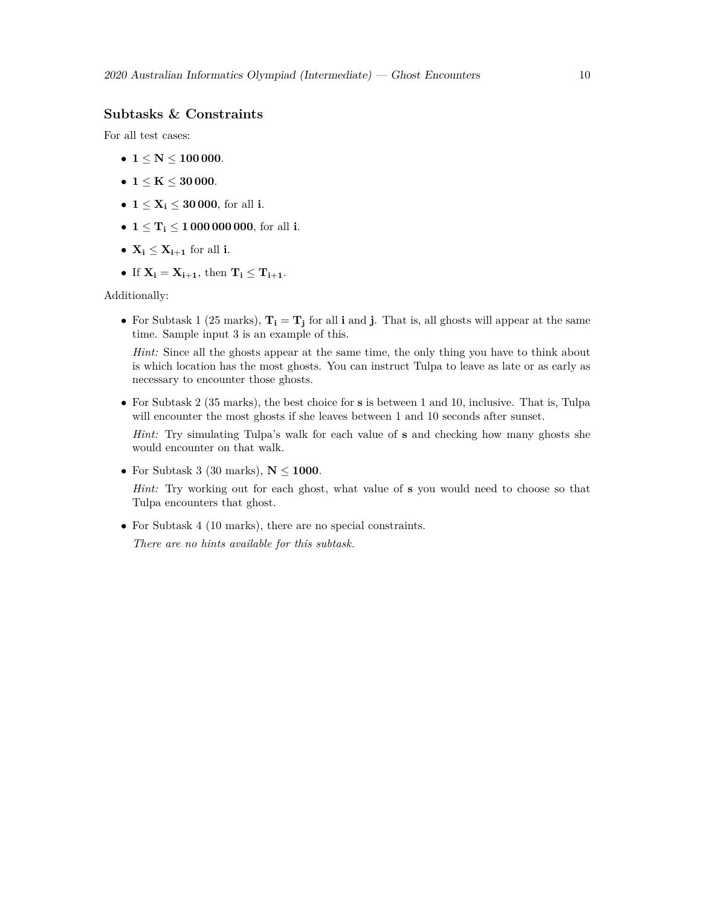## Subtasks & Constraints

For all test cases:

- $\mathbf{1 \leq N \leq 100\,000}$.
- $\mathbf{1 \leq K \leq 30\,000}$.
- $\mathbf{1 \leq X_i \leq 30\,000}$, for all $\mathbf{i}$.
- $\mathbf{1 \leq T_i \leq 1\,000\,000\,000}$, for all $\mathbf{i}$.
- $\mathbf{X_i \leq X_{i+1}}$ for all $\mathbf{i}$.
- If $\mathbf{X_i = X_{i+1}}$, then $\mathbf{T_i \leq T_{i+1}}$.

Additionally:

- For Subtask 1 (25 marks), $\mathbf{T_i = T_j}$ for all $\mathbf{i}$ and $\mathbf{j}$. That is, all ghosts will appear at the same time. Sample input 3 is an example of this.

  *Hint:* Since all the ghosts appear at the same time, the only thing you have to think about is which location has the most ghosts. You can instruct Tulpa to leave as late or as early as necessary to encounter those ghosts.

- For Subtask 2 (35 marks), the best choice for $\mathbf{s}$ is between 1 and 10, inclusive. That is, Tulpa will encounter the most ghosts if she leaves between 1 and 10 seconds after sunset.

  *Hint:* Try simulating Tulpa's walk for each value of $\mathbf{s}$ and checking how many ghosts she would encounter on that walk.

- For Subtask 3 (30 marks), $\mathbf{N \leq 1000}$.

  *Hint:* Try working out for each ghost, what value of $\mathbf{s}$ you would need to choose so that Tulpa encounters that ghost.

- For Subtask 4 (10 marks), there are no special constraints.

  *There are no hints available for this subtask.*